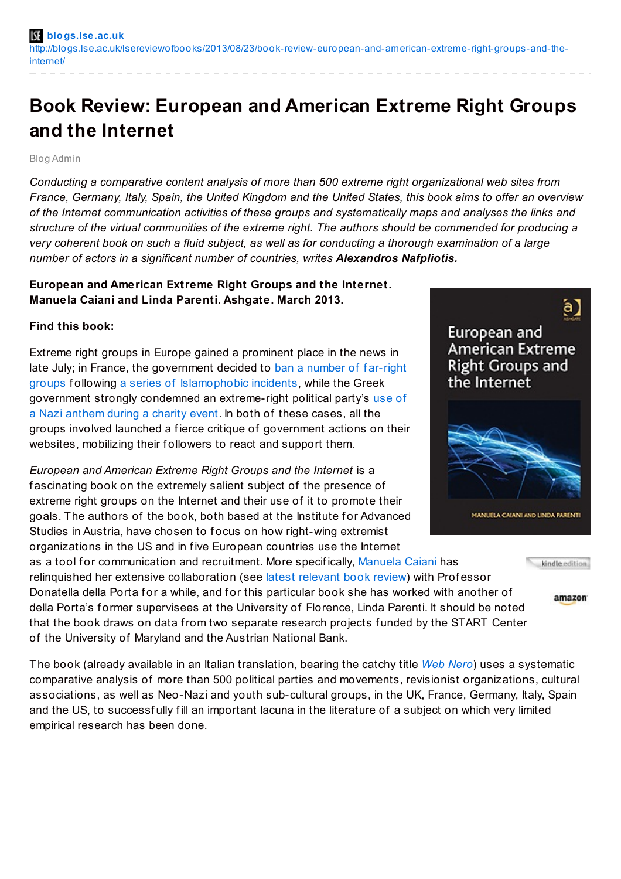blogs.lse.ac.uk
http://blogs.lse.ac.uk/lsereviewofbooks/2013/08/23/book-review-european-and-american-extreme-right-groups-and-the-internet/

# Book Review: European and American Extreme Right Groups and the Internet

Blog Admin

*Conducting a comparative content analysis of more than 500 extreme right organizational web sites from France, Germany, Italy, Spain, the United Kingdom and the United States, this book aims to offer an overview of the Internet communication activities of these groups and systematically maps and analyses the links and structure of the virtual communities of the extreme right. The authors should be commended for producing a very coherent book on such a fluid subject, as well as for conducting a thorough examination of a large number of actors in a significant number of countries, writes* ***Alexandros Nafpliotis.***

**European and American Extreme Right Groups and the Internet. Manuela Caiani and Linda Parenti. Ashgate. March 2013.**

**Find this book:**

Extreme right groups in Europe gained a prominent place in the news in late July; in France, the government decided to ban a number of far-right groups following a series of Islamophobic incidents, while the Greek government strongly condemned an extreme-right political party's use of a Nazi anthem during a charity event. In both of these cases, all the groups involved launched a fierce critique of government actions on their websites, mobilizing their followers to react and support them.

*European and American Extreme Right Groups and the Internet* is a fascinating book on the extremely salient subject of the presence of extreme right groups on the Internet and their use of it to promote their goals. The authors of the book, both based at the Institute for Advanced Studies in Austria, have chosen to focus on how right-wing extremist organizations in the US and in five European countries use the Internet as a tool for communication and recruitment. More specifically, Manuela Caiani has relinquished her extensive collaboration (see latest relevant book review) with Professor Donatella della Porta for a while, and for this particular book she has worked with another of della Porta's former supervisees at the University of Florence, Linda Parenti. It should be noted that the book draws on data from two separate research projects funded by the START Center of the University of Maryland and the Austrian National Bank.

The book (already available in an Italian translation, bearing the catchy title *Web Nero*) uses a systematic comparative analysis of more than 500 political parties and movements, revisionist organizations, cultural associations, as well as Neo-Nazi and youth sub-cultural groups, in the UK, France, Germany, Italy, Spain and the US, to successfully fill an important lacuna in the literature of a subject on which very limited empirical research has been done.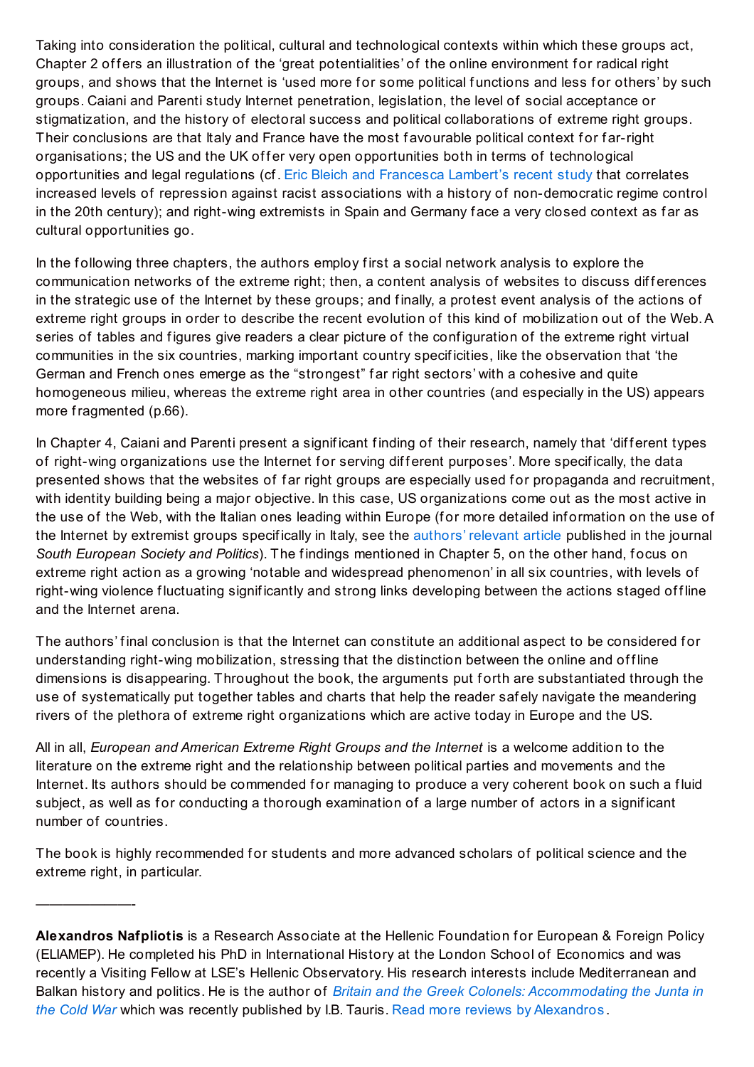Taking into consideration the political, cultural and technological contexts within which these groups act, Chapter 2 offers an illustration of the 'great potentialities' of the online environment for radical right groups, and shows that the Internet is 'used more for some political functions and less for others' by such groups. Caiani and Parenti study Internet penetration, legislation, the level of social acceptance or stigmatization, and the history of electoral success and political collaborations of extreme right groups. Their conclusions are that Italy and France have the most favourable political context for far-right organisations; the US and the UK offer very open opportunities both in terms of technological opportunities and legal regulations (cf. Eric Bleich and Francesca Lambert's recent study that correlates increased levels of repression against racist associations with a history of non-democratic regime control in the 20th century); and right-wing extremists in Spain and Germany face a very closed context as far as cultural opportunities go.

In the following three chapters, the authors employ first a social network analysis to explore the communication networks of the extreme right; then, a content analysis of websites to discuss differences in the strategic use of the Internet by these groups; and finally, a protest event analysis of the actions of extreme right groups in order to describe the recent evolution of this kind of mobilization out of the Web. A series of tables and figures give readers a clear picture of the configuration of the extreme right virtual communities in the six countries, marking important country specificities, like the observation that 'the German and French ones emerge as the "strongest" far right sectors' with a cohesive and quite homogeneous milieu, whereas the extreme right area in other countries (and especially in the US) appears more fragmented (p.66).

In Chapter 4, Caiani and Parenti present a significant finding of their research, namely that 'different types of right-wing organizations use the Internet for serving different purposes'. More specifically, the data presented shows that the websites of far right groups are especially used for propaganda and recruitment, with identity building being a major objective. In this case, US organizations come out as the most active in the use of the Web, with the Italian ones leading within Europe (for more detailed information on the use of the Internet by extremist groups specifically in Italy, see the authors' relevant article published in the journal *South European Society and Politics*). The findings mentioned in Chapter 5, on the other hand, focus on extreme right action as a growing 'notable and widespread phenomenon' in all six countries, with levels of right-wing violence fluctuating significantly and strong links developing between the actions staged offline and the Internet arena.

The authors' final conclusion is that the Internet can constitute an additional aspect to be considered for understanding right-wing mobilization, stressing that the distinction between the online and offline dimensions is disappearing. Throughout the book, the arguments put forth are substantiated through the use of systematically put together tables and charts that help the reader safely navigate the meandering rivers of the plethora of extreme right organizations which are active today in Europe and the US.

All in all, *European and American Extreme Right Groups and the Internet* is a welcome addition to the literature on the extreme right and the relationship between political parties and movements and the Internet. Its authors should be commended for managing to produce a very coherent book on such a fluid subject, as well as for conducting a thorough examination of a large number of actors in a significant number of countries.

The book is highly recommended for students and more advanced scholars of political science and the extreme right, in particular.

—————————-

**Alexandros Nafpliotis** is a Research Associate at the Hellenic Foundation for European & Foreign Policy (ELIAMEP). He completed his PhD in International History at the London School of Economics and was recently a Visiting Fellow at LSE's Hellenic Observatory. His research interests include Mediterranean and Balkan history and politics. He is the author of *Britain and the Greek Colonels: Accommodating the Junta in the Cold War* which was recently published by I.B. Tauris. Read more reviews by Alexandros.